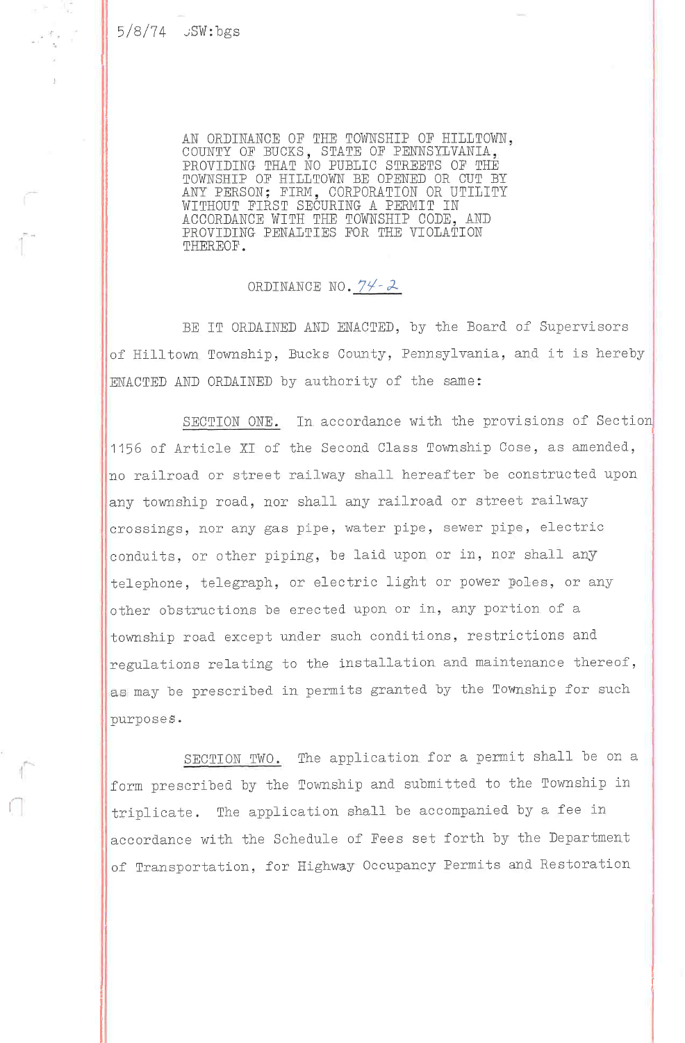5/8/74 JSW:bgs

AN ORDINANCE OF THE TOWNSHIP OF HILLTOWN, COUNTY OF BUCKS, STATE OF PENNSYLVANIA, PROVIDING THAT NO PUBLIC STREETS OF THE TOWNSHIP OF HILLTOWN BE OPENED OR CUT BY ANY PERSON; FIRM, CORPORATION OR UTILITY WITHOUT FIRST SECURING A PERMIT IN ACCORDANCE WITH THE TOWNSHIP CODE, AND PROVIDING PENALTIES FOR THE VIOLATION THEREOF.

ORDINANCE NO. 74-2

BE IT ORDAINED AND ENACTED, by the Board of Supervisors of Hilltown Township, Bucks County, Pennsylvania, and it is hereby ENACTED AND ORDAINED by authority of the same:

SECTION ONE. In accordance with the provisions of Section 1156 of Article XI of the Second Class Township Cose, as amended, no railroad or street railway shall hereafter be constructed upon any township road, nor shall any railroad or street railway crossings, nor any gas pipe, water pipe, sewer pipe, electric conduits, or other piping, be laid upon or in, nor shall any telephone, telegraph, or electric light or power poles, or any other obstructions be erected upon or in, any portion of a township road except under such conditions, restrictions and regulations relating to the installation and maintenance thereof, as may be prescribed in permits granted by the Township for such purposes.

SECTION TWO. The application for a permit shall be on a form prescribed by the Township and submitted to the Township in triplicate. The application shall be accompanied by a fee in accordance with the Schedule of Fees set forth by the Department of Transportation, for Highway Occupancy Permits and Restoration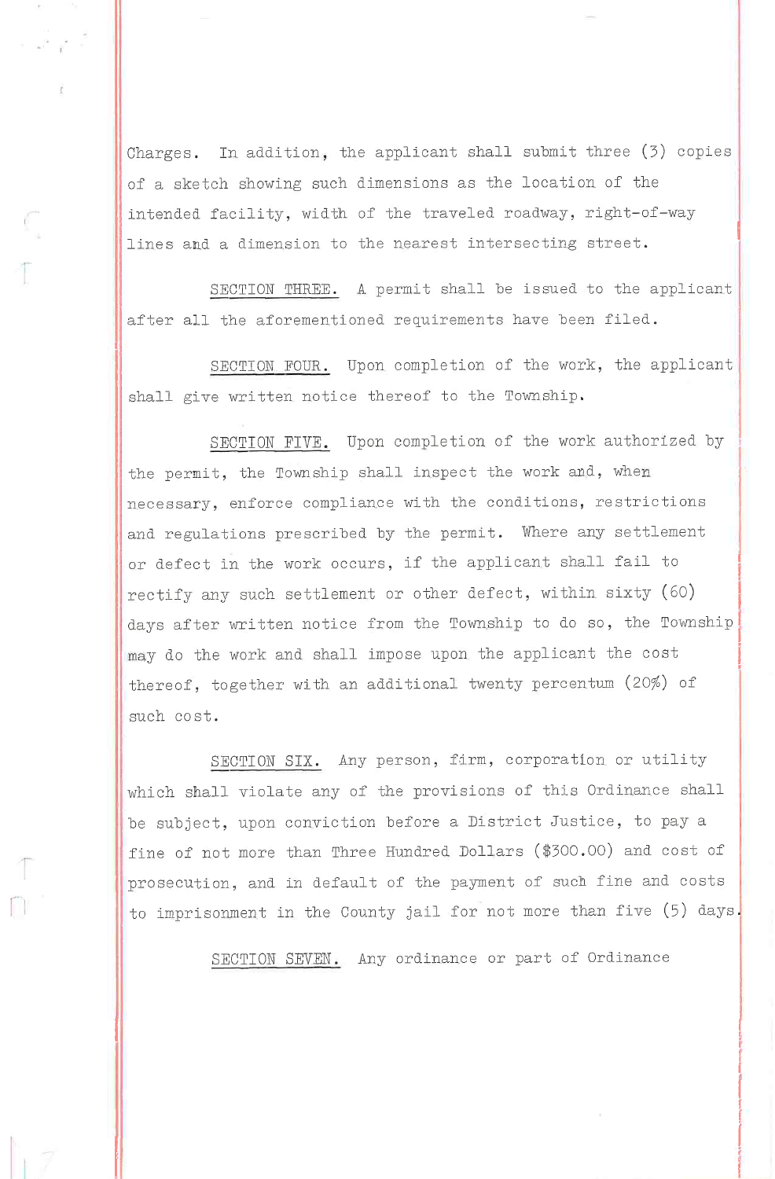Charges. In addition, the applicant shall submit three (3) copies of a sketch showing such dimensions as the location of the intended facility, width of the traveled roadway, right-of-way lines and a dimension to the nearest intersecting street.

<u>SECTION THREE.</u> A permit shall be issued to the applicant after all the aforementioned requirements have been filed.

<u>SECTION FOUR.</u> Upon completion of the work, the applicant shall give written notice thereof to the Township.

<u>SECTION FIVE.</u> Upon completion of the work authorized by the permit, the Township shall inspect the work and, when necessary, enforce compliance with the conditions, restrictions and regulations prescribed by the permit. Where any settlement or defect in the work occurs, if the applicant shall fail to rectify any such settlement or other defect, within sixty (60) days after written notice from the Township to do so, the Township may do the work and shall impose upon the applicant the cost thereof, together with an additional twenty percentum (20%) of such cost.

<u>SECTION SIX.</u> Any person, firm, corporation or utility which shall violate any of the provisions of this Ordinance shall be subject, upon conviction before a District Justice, to pay a fine of not more than Three Hundred Dollars ($300.00) and cost of prosecution, and in default of the payment of such fine and costs to imprisonment in the County jail for not more than five (5) days.

<u>SECTION SEVEN.</u> Any ordinance or part of Ordinance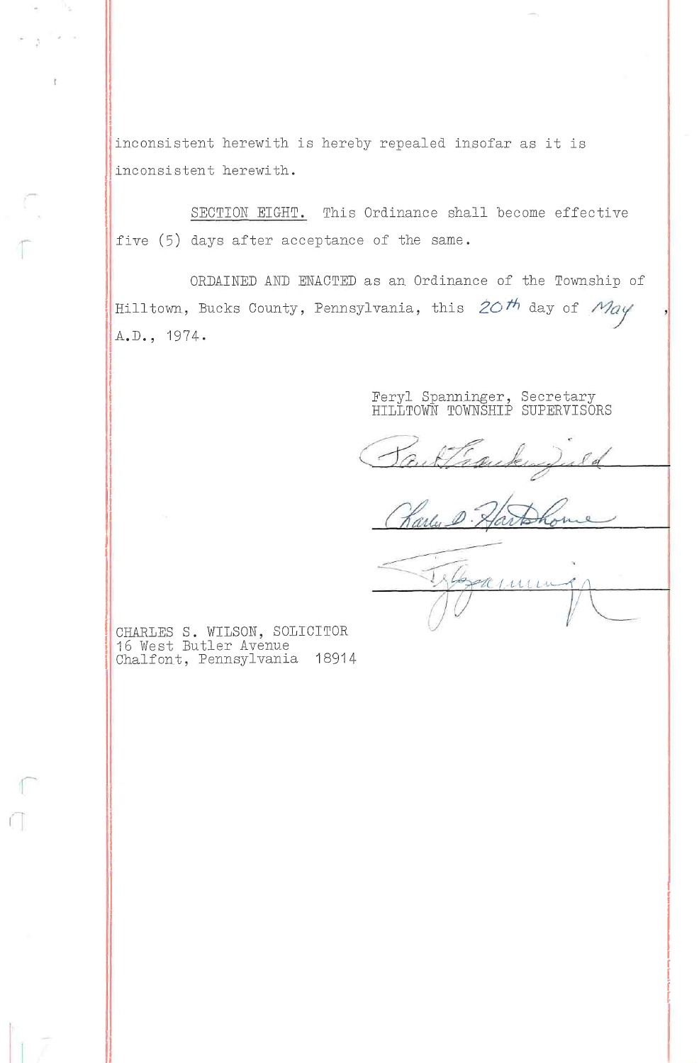inconsistent herewith is hereby repealed insofar as it is inconsistent herewith.

SECTION EIGHT. This Ordinance shall become effective five (5) days after acceptance of the same.

ORDAINED AND ENACTED as an Ordinance of the Township of Hilltown, Bucks County, Pennsylvania, this 20th day of May, A.D., 1974.

Feryl Spanninger, Secretary
HILLTOWN TOWNSHIP SUPERVISORS

Paul Frankenfield

Charles D. Hartshorne

F. Spanninger

CHARLES S. WILSON, SOLICITOR
16 West Butler Avenue
Chalfont, Pennsylvania 18914